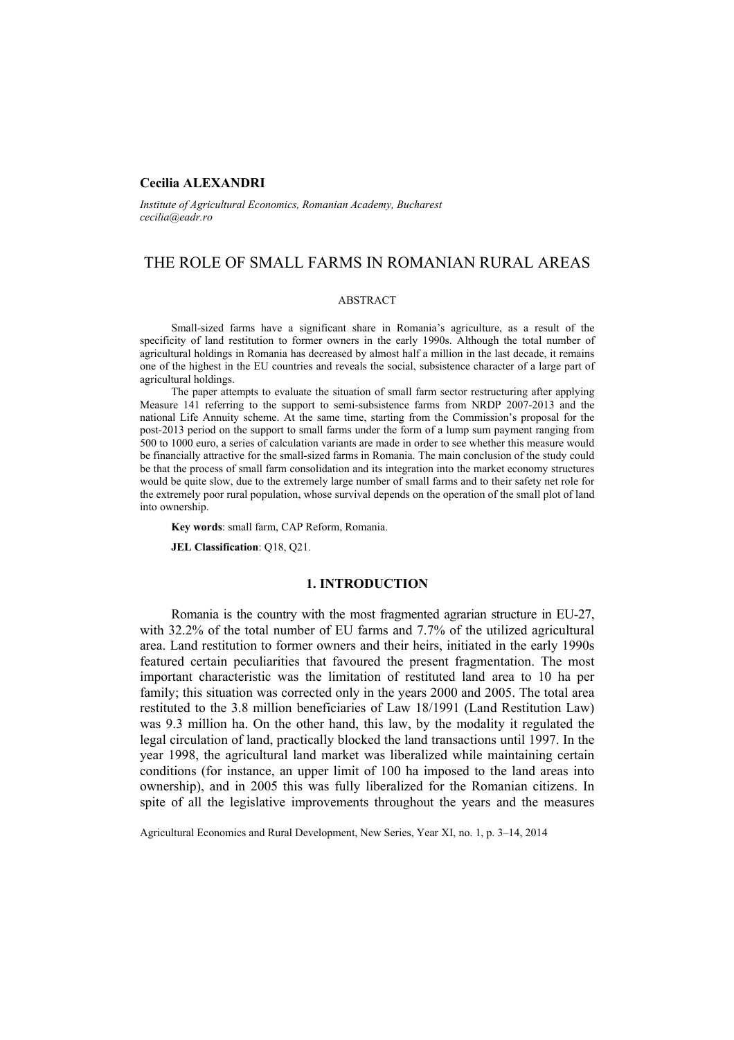**Cecilia ALEXANDRI**

*Institute of Agricultural Economics, Romanian Academy, Bucharest*
*cecilia@eadr.ro*

# THE ROLE OF SMALL FARMS IN ROMANIAN RURAL AREAS

## ABSTRACT

Small-sized farms have a significant share in Romania's agriculture, as a result of the specificity of land restitution to former owners in the early 1990s. Although the total number of agricultural holdings in Romania has decreased by almost half a million in the last decade, it remains one of the highest in the EU countries and reveals the social, subsistence character of a large part of agricultural holdings.

The paper attempts to evaluate the situation of small farm sector restructuring after applying Measure 141 referring to the support to semi-subsistence farms from NRDP 2007-2013 and the national Life Annuity scheme. At the same time, starting from the Commission's proposal for the post-2013 period on the support to small farms under the form of a lump sum payment ranging from 500 to 1000 euro, a series of calculation variants are made in order to see whether this measure would be financially attractive for the small-sized farms in Romania. The main conclusion of the study could be that the process of small farm consolidation and its integration into the market economy structures would be quite slow, due to the extremely large number of small farms and to their safety net role for the extremely poor rural population, whose survival depends on the operation of the small plot of land into ownership.

**Key words**: small farm, CAP Reform, Romania.

**JEL Classification**: Q18, Q21.

## 1. INTRODUCTION

Romania is the country with the most fragmented agrarian structure in EU-27, with 32.2% of the total number of EU farms and 7.7% of the utilized agricultural area. Land restitution to former owners and their heirs, initiated in the early 1990s featured certain peculiarities that favoured the present fragmentation. The most important characteristic was the limitation of restituted land area to 10 ha per family; this situation was corrected only in the years 2000 and 2005. The total area restituted to the 3.8 million beneficiaries of Law 18/1991 (Land Restitution Law) was 9.3 million ha. On the other hand, this law, by the modality it regulated the legal circulation of land, practically blocked the land transactions until 1997. In the year 1998, the agricultural land market was liberalized while maintaining certain conditions (for instance, an upper limit of 100 ha imposed to the land areas into ownership), and in 2005 this was fully liberalized for the Romanian citizens. In spite of all the legislative improvements throughout the years and the measures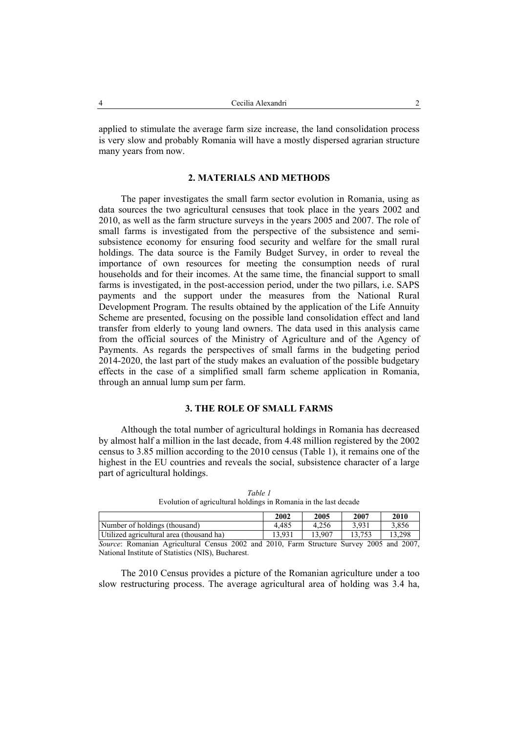applied to stimulate the average farm size increase, the land consolidation process is very slow and probably Romania will have a mostly dispersed agrarian structure many years from now.

## 2. MATERIALS AND METHODS

The paper investigates the small farm sector evolution in Romania, using as data sources the two agricultural censuses that took place in the years 2002 and 2010, as well as the farm structure surveys in the years 2005 and 2007. The role of small farms is investigated from the perspective of the subsistence and semi-subsistence economy for ensuring food security and welfare for the small rural holdings. The data source is the Family Budget Survey, in order to reveal the importance of own resources for meeting the consumption needs of rural households and for their incomes. At the same time, the financial support to small farms is investigated, in the post-accession period, under the two pillars, i.e. SAPS payments and the support under the measures from the National Rural Development Program. The results obtained by the application of the Life Annuity Scheme are presented, focusing on the possible land consolidation effect and land transfer from elderly to young land owners. The data used in this analysis came from the official sources of the Ministry of Agriculture and of the Agency of Payments. As regards the perspectives of small farms in the budgeting period 2014-2020, the last part of the study makes an evaluation of the possible budgetary effects in the case of a simplified small farm scheme application in Romania, through an annual lump sum per farm.

## 3. THE ROLE OF SMALL FARMS

Although the total number of agricultural holdings in Romania has decreased by almost half a million in the last decade, from 4.48 million registered by the 2002 census to 3.85 million according to the 2010 census (Table 1), it remains one of the highest in the EU countries and reveals the social, subsistence character of a large part of agricultural holdings.

*Table 1*

Evolution of agricultural holdings in Romania in the last decade

| | 2002 | 2005 | 2007 | 2010 |
|---|---|---|---|---|
| Number of holdings (thousand) | 4,485 | 4,256 | 3,931 | 3,856 |
| Utilized agricultural area (thousand ha) | 13,931 | 13,907 | 13,753 | 13,298 |

*Source*: Romanian Agricultural Census 2002 and 2010, Farm Structure Survey 2005 and 2007, National Institute of Statistics (NIS), Bucharest.

The 2010 Census provides a picture of the Romanian agriculture under a too slow restructuring process. The average agricultural area of holding was 3.4 ha,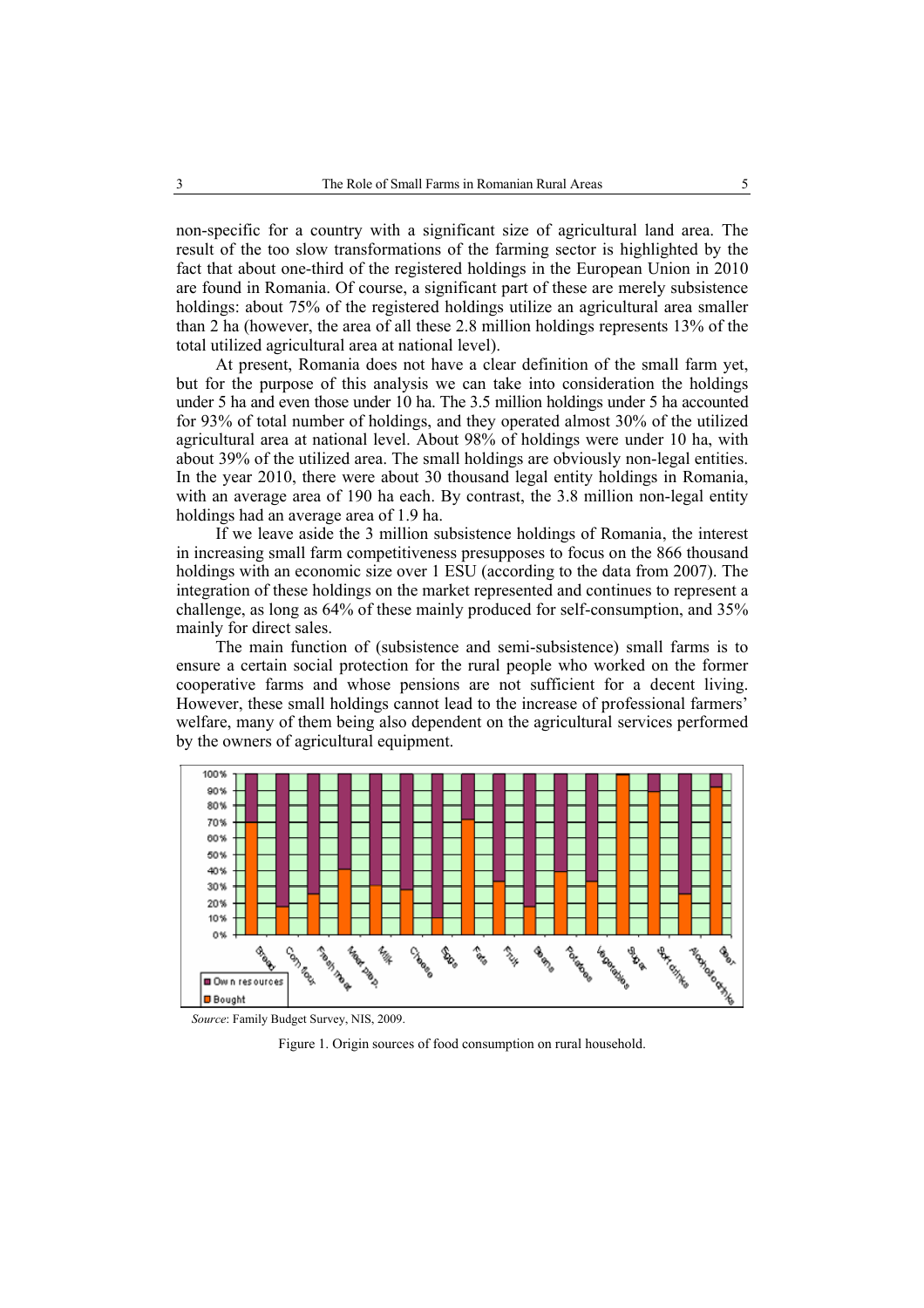non-specific for a country with a significant size of agricultural land area. The result of the too slow transformations of the farming sector is highlighted by the fact that about one-third of the registered holdings in the European Union in 2010 are found in Romania. Of course, a significant part of these are merely subsistence holdings: about 75% of the registered holdings utilize an agricultural area smaller than 2 ha (however, the area of all these 2.8 million holdings represents 13% of the total utilized agricultural area at national level).

At present, Romania does not have a clear definition of the small farm yet, but for the purpose of this analysis we can take into consideration the holdings under 5 ha and even those under 10 ha. The 3.5 million holdings under 5 ha accounted for 93% of total number of holdings, and they operated almost 30% of the utilized agricultural area at national level. About 98% of holdings were under 10 ha, with about 39% of the utilized area. The small holdings are obviously non-legal entities. In the year 2010, there were about 30 thousand legal entity holdings in Romania, with an average area of 190 ha each. By contrast, the 3.8 million non-legal entity holdings had an average area of 1.9 ha.

If we leave aside the 3 million subsistence holdings of Romania, the interest in increasing small farm competitiveness presupposes to focus on the 866 thousand holdings with an economic size over 1 ESU (according to the data from 2007). The integration of these holdings on the market represented and continues to represent a challenge, as long as 64% of these mainly produced for self-consumption, and 35% mainly for direct sales.

The main function of (subsistence and semi-subsistence) small farms is to ensure a certain social protection for the rural people who worked on the former cooperative farms and whose pensions are not sufficient for a decent living. However, these small holdings cannot lead to the increase of professional farmers' welfare, many of them being also dependent on the agricultural services performed by the owners of agricultural equipment.

*Source*: Family Budget Survey, NIS, 2009.

Figure 1. Origin sources of food consumption on rural household.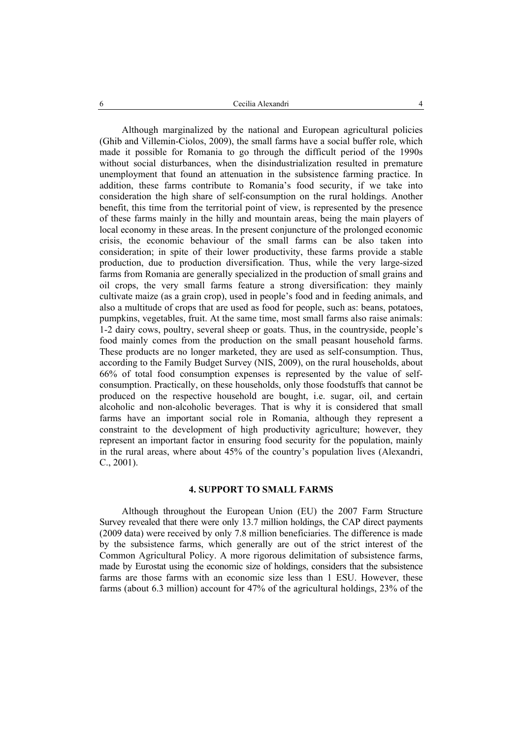Although marginalized by the national and European agricultural policies (Ghib and Villemin-Ciolos, 2009), the small farms have a social buffer role, which made it possible for Romania to go through the difficult period of the 1990s without social disturbances, when the disindustrialization resulted in premature unemployment that found an attenuation in the subsistence farming practice. In addition, these farms contribute to Romania's food security, if we take into consideration the high share of self-consumption on the rural holdings. Another benefit, this time from the territorial point of view, is represented by the presence of these farms mainly in the hilly and mountain areas, being the main players of local economy in these areas. In the present conjuncture of the prolonged economic crisis, the economic behaviour of the small farms can be also taken into consideration; in spite of their lower productivity, these farms provide a stable production, due to production diversification. Thus, while the very large-sized farms from Romania are generally specialized in the production of small grains and oil crops, the very small farms feature a strong diversification: they mainly cultivate maize (as a grain crop), used in people's food and in feeding animals, and also a multitude of crops that are used as food for people, such as: beans, potatoes, pumpkins, vegetables, fruit. At the same time, most small farms also raise animals: 1-2 dairy cows, poultry, several sheep or goats. Thus, in the countryside, people's food mainly comes from the production on the small peasant household farms. These products are no longer marketed, they are used as self-consumption. Thus, according to the Family Budget Survey (NIS, 2009), on the rural households, about 66% of total food consumption expenses is represented by the value of self-consumption. Practically, on these households, only those foodstuffs that cannot be produced on the respective household are bought, i.e. sugar, oil, and certain alcoholic and non-alcoholic beverages. That is why it is considered that small farms have an important social role in Romania, although they represent a constraint to the development of high productivity agriculture; however, they represent an important factor in ensuring food security for the population, mainly in the rural areas, where about 45% of the country's population lives (Alexandri, C., 2001).

## 4. SUPPORT TO SMALL FARMS

Although throughout the European Union (EU) the 2007 Farm Structure Survey revealed that there were only 13.7 million holdings, the CAP direct payments (2009 data) were received by only 7.8 million beneficiaries. The difference is made by the subsistence farms, which generally are out of the strict interest of the Common Agricultural Policy. A more rigorous delimitation of subsistence farms, made by Eurostat using the economic size of holdings, considers that the subsistence farms are those farms with an economic size less than 1 ESU. However, these farms (about 6.3 million) account for 47% of the agricultural holdings, 23% of the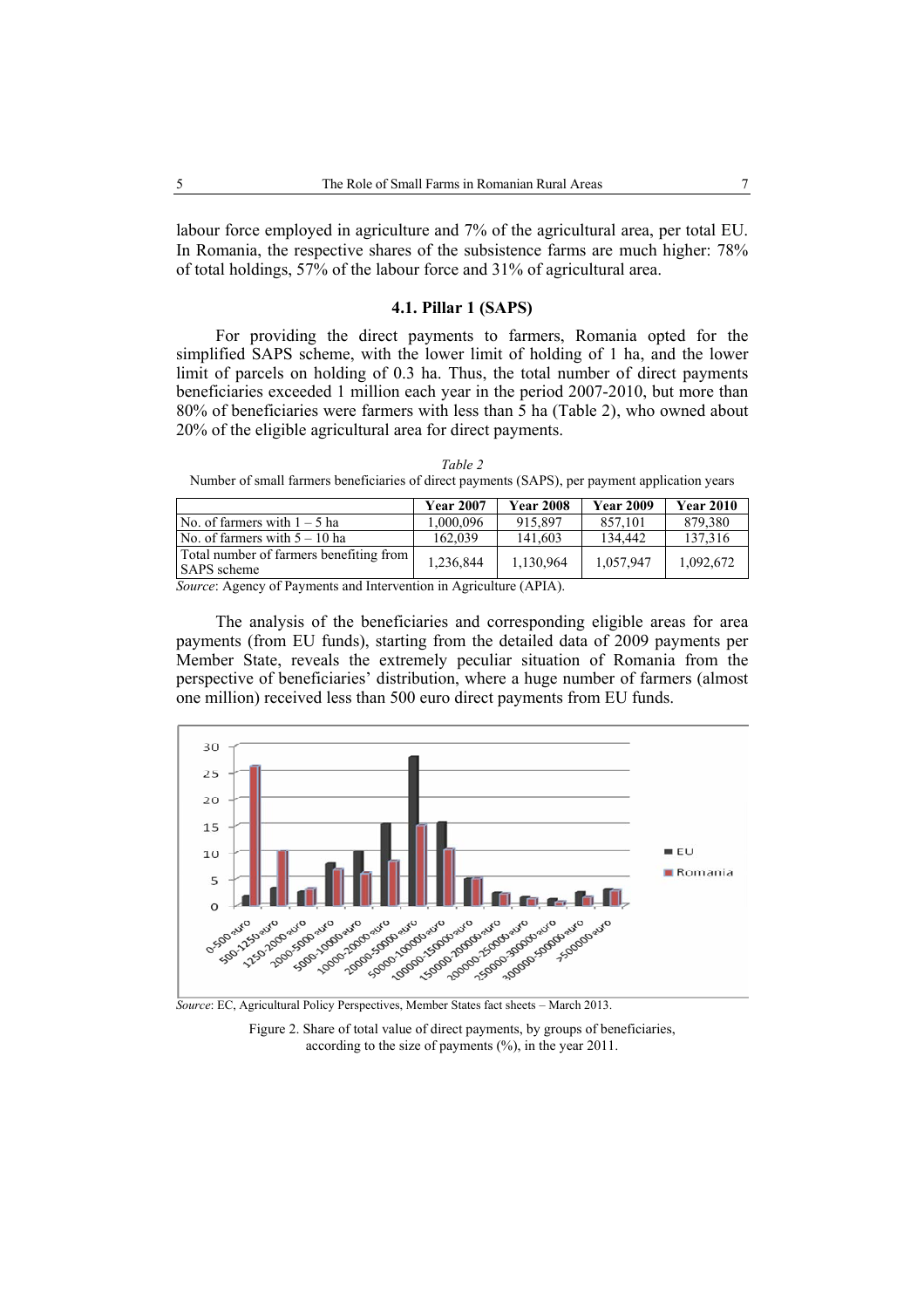labour force employed in agriculture and 7% of the agricultural area, per total EU. In Romania, the respective shares of the subsistence farms are much higher: 78% of total holdings, 57% of the labour force and 31% of agricultural area.

### 4.1. Pillar 1 (SAPS)

For providing the direct payments to farmers, Romania opted for the simplified SAPS scheme, with the lower limit of holding of 1 ha, and the lower limit of parcels on holding of 0.3 ha. Thus, the total number of direct payments beneficiaries exceeded 1 million each year in the period 2007-2010, but more than 80% of beneficiaries were farmers with less than 5 ha (Table 2), who owned about 20% of the eligible agricultural area for direct payments.

*Table 2*

Number of small farmers beneficiaries of direct payments (SAPS), per payment application years

| | Year 2007 | Year 2008 | Year 2009 | Year 2010 |
|---|---|---|---|---|
| No. of farmers with 1 – 5 ha | 1,000,096 | 915,897 | 857,101 | 879,380 |
| No. of farmers with 5 – 10 ha | 162,039 | 141,603 | 134,442 | 137,316 |
| Total number of farmers benefiting from SAPS scheme | 1,236,844 | 1,130,964 | 1,057,947 | 1,092,672 |

*Source*: Agency of Payments and Intervention in Agriculture (APIA).

The analysis of the beneficiaries and corresponding eligible areas for area payments (from EU funds), starting from the detailed data of 2009 payments per Member State, reveals the extremely peculiar situation of Romania from the perspective of beneficiaries' distribution, where a huge number of farmers (almost one million) received less than 500 euro direct payments from EU funds.

*Source*: EC, Agricultural Policy Perspectives, Member States fact sheets – March 2013.

Figure 2. Share of total value of direct payments, by groups of beneficiaries, according to the size of payments (%), in the year 2011.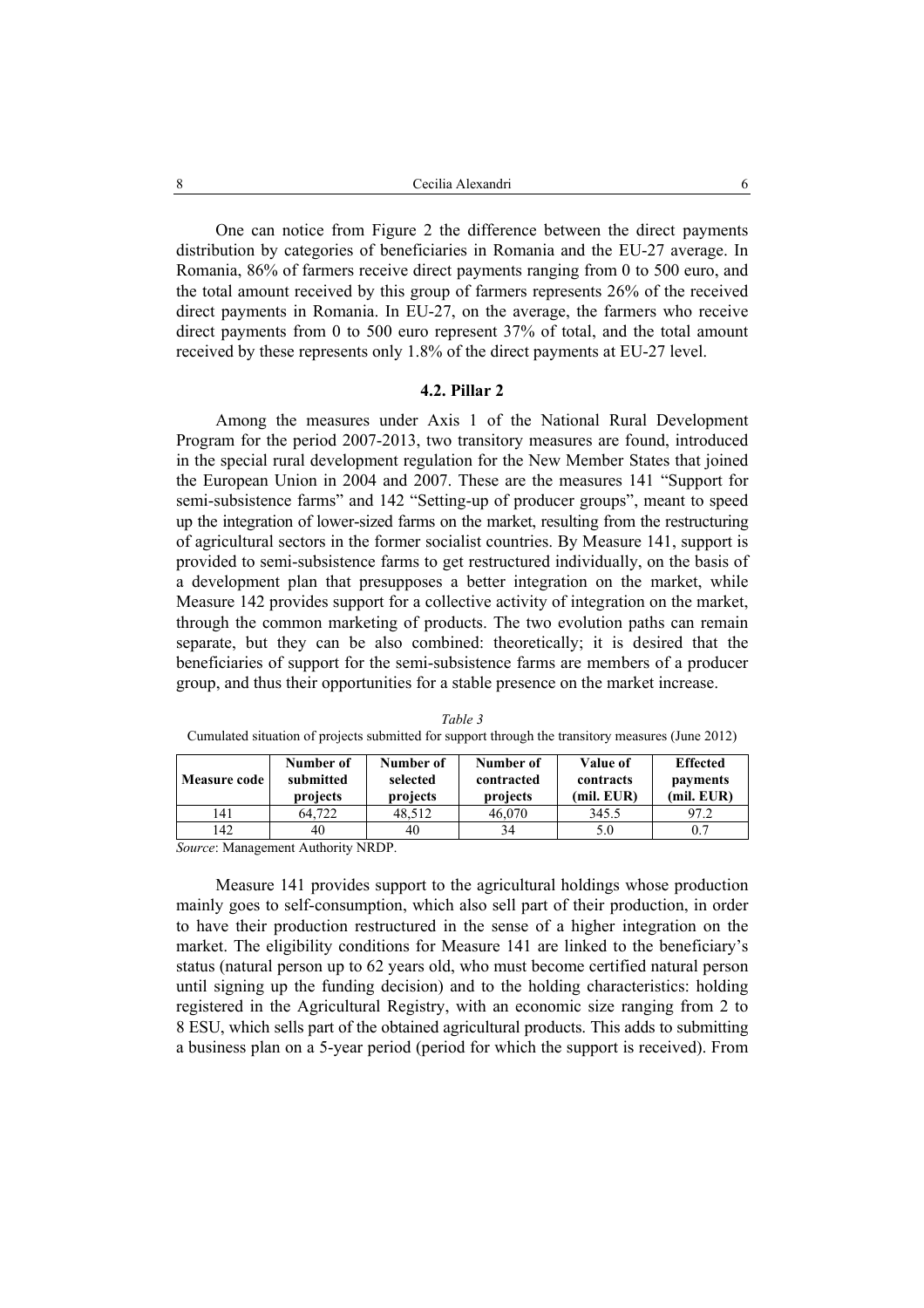One can notice from Figure 2 the difference between the direct payments distribution by categories of beneficiaries in Romania and the EU-27 average. In Romania, 86% of farmers receive direct payments ranging from 0 to 500 euro, and the total amount received by this group of farmers represents 26% of the received direct payments in Romania. In EU-27, on the average, the farmers who receive direct payments from 0 to 500 euro represent 37% of total, and the total amount received by these represents only 1.8% of the direct payments at EU-27 level.

### 4.2. Pillar 2

Among the measures under Axis 1 of the National Rural Development Program for the period 2007-2013, two transitory measures are found, introduced in the special rural development regulation for the New Member States that joined the European Union in 2004 and 2007. These are the measures 141 "Support for semi-subsistence farms" and 142 "Setting-up of producer groups", meant to speed up the integration of lower-sized farms on the market, resulting from the restructuring of agricultural sectors in the former socialist countries. By Measure 141, support is provided to semi-subsistence farms to get restructured individually, on the basis of a development plan that presupposes a better integration on the market, while Measure 142 provides support for a collective activity of integration on the market, through the common marketing of products. The two evolution paths can remain separate, but they can be also combined: theoretically; it is desired that the beneficiaries of support for the semi-subsistence farms are members of a producer group, and thus their opportunities for a stable presence on the market increase.

*Table 3*

Cumulated situation of projects submitted for support through the transitory measures (June 2012)

| Measure code | Number of submitted projects | Number of selected projects | Number of contracted projects | Value of contracts (mil. EUR) | Effected payments (mil. EUR) |
|---|---|---|---|---|---|
| 141 | 64,722 | 48,512 | 46,070 | 345.5 | 97.2 |
| 142 | 40 | 40 | 34 | 5.0 | 0.7 |

*Source*: Management Authority NRDP.

Measure 141 provides support to the agricultural holdings whose production mainly goes to self-consumption, which also sell part of their production, in order to have their production restructured in the sense of a higher integration on the market. The eligibility conditions for Measure 141 are linked to the beneficiary's status (natural person up to 62 years old, who must become certified natural person until signing up the funding decision) and to the holding characteristics: holding registered in the Agricultural Registry, with an economic size ranging from 2 to 8 ESU, which sells part of the obtained agricultural products. This adds to submitting a business plan on a 5-year period (period for which the support is received). From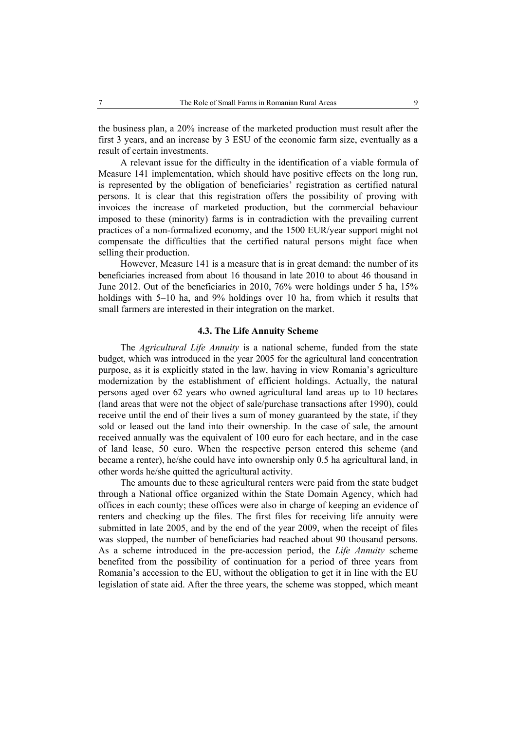the business plan, a 20% increase of the marketed production must result after the first 3 years, and an increase by 3 ESU of the economic farm size, eventually as a result of certain investments.

A relevant issue for the difficulty in the identification of a viable formula of Measure 141 implementation, which should have positive effects on the long run, is represented by the obligation of beneficiaries' registration as certified natural persons. It is clear that this registration offers the possibility of proving with invoices the increase of marketed production, but the commercial behaviour imposed to these (minority) farms is in contradiction with the prevailing current practices of a non-formalized economy, and the 1500 EUR/year support might not compensate the difficulties that the certified natural persons might face when selling their production.

However, Measure 141 is a measure that is in great demand: the number of its beneficiaries increased from about 16 thousand in late 2010 to about 46 thousand in June 2012. Out of the beneficiaries in 2010, 76% were holdings under 5 ha, 15% holdings with 5–10 ha, and 9% holdings over 10 ha, from which it results that small farmers are interested in their integration on the market.

### 4.3. The Life Annuity Scheme

The *Agricultural Life Annuity* is a national scheme, funded from the state budget, which was introduced in the year 2005 for the agricultural land concentration purpose, as it is explicitly stated in the law, having in view Romania's agriculture modernization by the establishment of efficient holdings. Actually, the natural persons aged over 62 years who owned agricultural land areas up to 10 hectares (land areas that were not the object of sale/purchase transactions after 1990), could receive until the end of their lives a sum of money guaranteed by the state, if they sold or leased out the land into their ownership. In the case of sale, the amount received annually was the equivalent of 100 euro for each hectare, and in the case of land lease, 50 euro. When the respective person entered this scheme (and became a renter), he/she could have into ownership only 0.5 ha agricultural land, in other words he/she quitted the agricultural activity.

The amounts due to these agricultural renters were paid from the state budget through a National office organized within the State Domain Agency, which had offices in each county; these offices were also in charge of keeping an evidence of renters and checking up the files. The first files for receiving life annuity were submitted in late 2005, and by the end of the year 2009, when the receipt of files was stopped, the number of beneficiaries had reached about 90 thousand persons. As a scheme introduced in the pre-accession period, the *Life Annuity* scheme benefited from the possibility of continuation for a period of three years from Romania's accession to the EU, without the obligation to get it in line with the EU legislation of state aid. After the three years, the scheme was stopped, which meant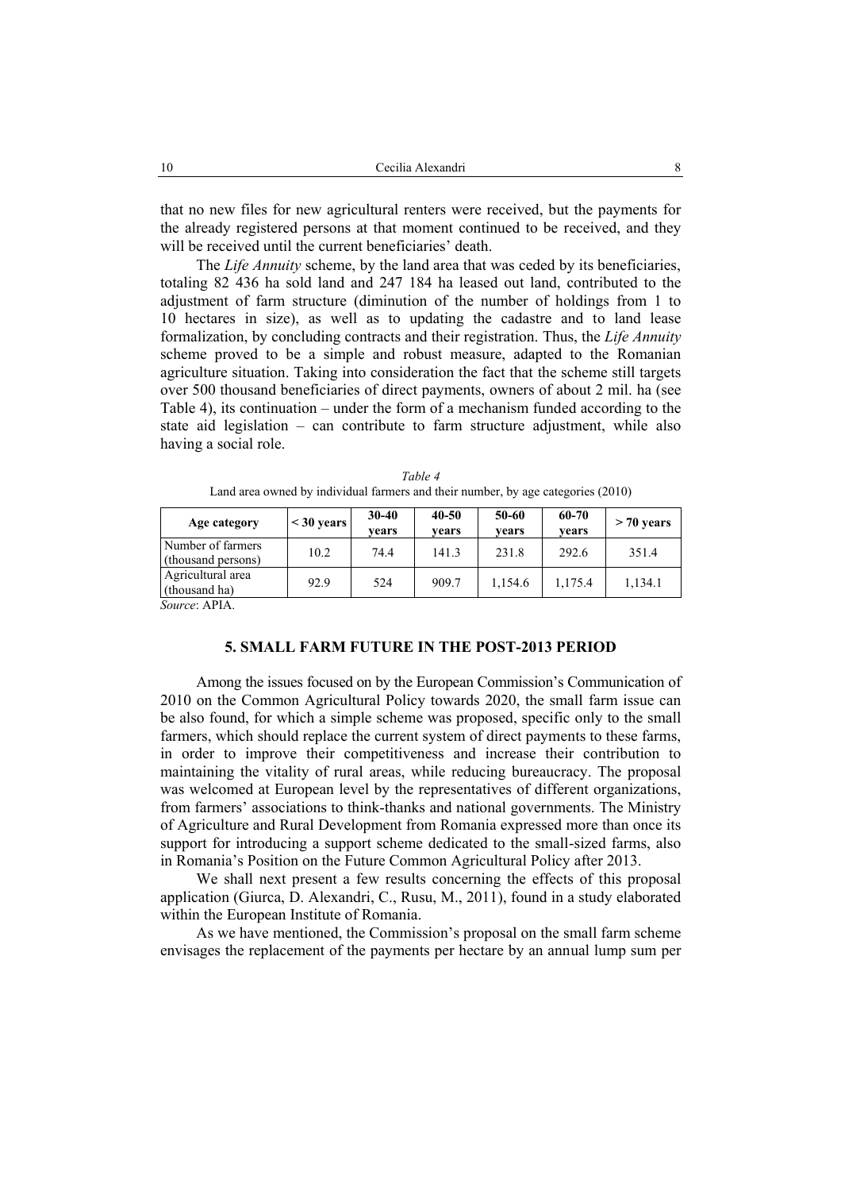that no new files for new agricultural renters were received, but the payments for the already registered persons at that moment continued to be received, and they will be received until the current beneficiaries' death.

The *Life Annuity* scheme, by the land area that was ceded by its beneficiaries, totaling 82 436 ha sold land and 247 184 ha leased out land, contributed to the adjustment of farm structure (diminution of the number of holdings from 1 to 10 hectares in size), as well as to updating the cadastre and to land lease formalization, by concluding contracts and their registration. Thus, the *Life Annuity* scheme proved to be a simple and robust measure, adapted to the Romanian agriculture situation. Taking into consideration the fact that the scheme still targets over 500 thousand beneficiaries of direct payments, owners of about 2 mil. ha (see Table 4), its continuation – under the form of a mechanism funded according to the state aid legislation – can contribute to farm structure adjustment, while also having a social role.

*Table 4*

Land area owned by individual farmers and their number, by age categories (2010)

| Age category | < 30 years | 30-40 years | 40-50 years | 50-60 years | 60-70 years | > 70 years |
|---|---|---|---|---|---|---|
| Number of farmers (thousand persons) | 10.2 | 74.4 | 141.3 | 231.8 | 292.6 | 351.4 |
| Agricultural area (thousand ha) | 92.9 | 524 | 909.7 | 1,154.6 | 1,175.4 | 1,134.1 |

*Source*: APIA.

## 5. SMALL FARM FUTURE IN THE POST-2013 PERIOD

Among the issues focused on by the European Commission's Communication of 2010 on the Common Agricultural Policy towards 2020, the small farm issue can be also found, for which a simple scheme was proposed, specific only to the small farmers, which should replace the current system of direct payments to these farms, in order to improve their competitiveness and increase their contribution to maintaining the vitality of rural areas, while reducing bureaucracy. The proposal was welcomed at European level by the representatives of different organizations, from farmers' associations to think-thanks and national governments. The Ministry of Agriculture and Rural Development from Romania expressed more than once its support for introducing a support scheme dedicated to the small-sized farms, also in Romania's Position on the Future Common Agricultural Policy after 2013.

We shall next present a few results concerning the effects of this proposal application (Giurca, D. Alexandri, C., Rusu, M., 2011), found in a study elaborated within the European Institute of Romania.

As we have mentioned, the Commission's proposal on the small farm scheme envisages the replacement of the payments per hectare by an annual lump sum per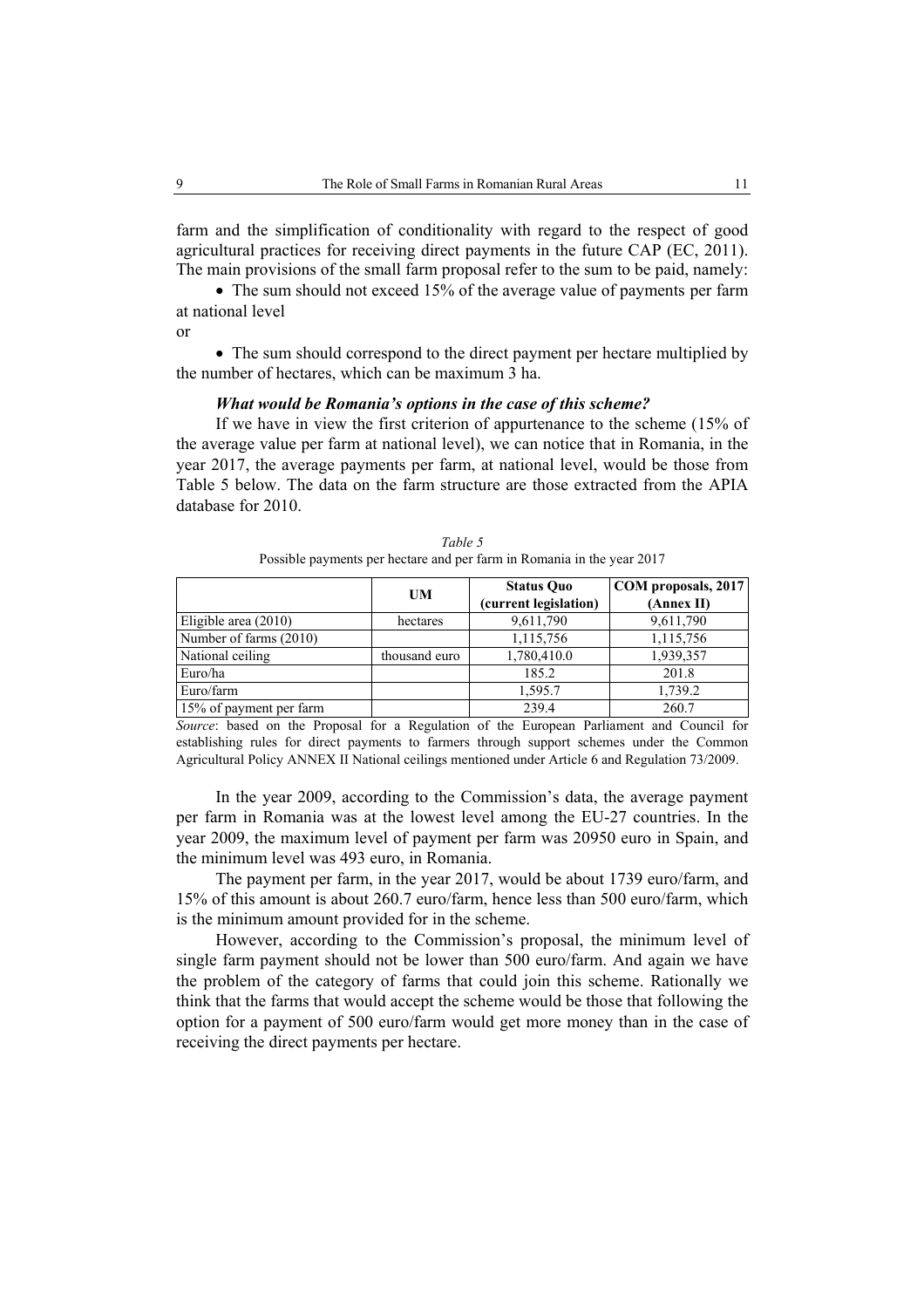farm and the simplification of conditionality with regard to the respect of good agricultural practices for receiving direct payments in the future CAP (EC, 2011). The main provisions of the small farm proposal refer to the sum to be paid, namely:

- The sum should not exceed 15% of the average value of payments per farm at national level

or

- The sum should correspond to the direct payment per hectare multiplied by the number of hectares, which can be maximum 3 ha.

***What would be Romania's options in the case of this scheme?***

If we have in view the first criterion of appurtenance to the scheme (15% of the average value per farm at national level), we can notice that in Romania, in the year 2017, the average payments per farm, at national level, would be those from Table 5 below. The data on the farm structure are those extracted from the APIA database for 2010.

*Table 5*

Possible payments per hectare and per farm in Romania in the year 2017

| | UM | Status Quo (current legislation) | COM proposals, 2017 (Annex II) |
|---|---|---|---|
| Eligible area (2010) | hectares | 9,611,790 | 9,611,790 |
| Number of farms (2010) | | 1,115,756 | 1,115,756 |
| National ceiling | thousand euro | 1,780,410.0 | 1,939,357 |
| Euro/ha | | 185.2 | 201.8 |
| Euro/farm | | 1,595.7 | 1,739.2 |
| 15% of payment per farm | | 239.4 | 260.7 |

*Source*: based on the Proposal for a Regulation of the European Parliament and Council for establishing rules for direct payments to farmers through support schemes under the Common Agricultural Policy ANNEX II National ceilings mentioned under Article 6 and Regulation 73/2009.

In the year 2009, according to the Commission's data, the average payment per farm in Romania was at the lowest level among the EU-27 countries. In the year 2009, the maximum level of payment per farm was 20950 euro in Spain, and the minimum level was 493 euro, in Romania.

The payment per farm, in the year 2017, would be about 1739 euro/farm, and 15% of this amount is about 260.7 euro/farm, hence less than 500 euro/farm, which is the minimum amount provided for in the scheme.

However, according to the Commission's proposal, the minimum level of single farm payment should not be lower than 500 euro/farm. And again we have the problem of the category of farms that could join this scheme. Rationally we think that the farms that would accept the scheme would be those that following the option for a payment of 500 euro/farm would get more money than in the case of receiving the direct payments per hectare.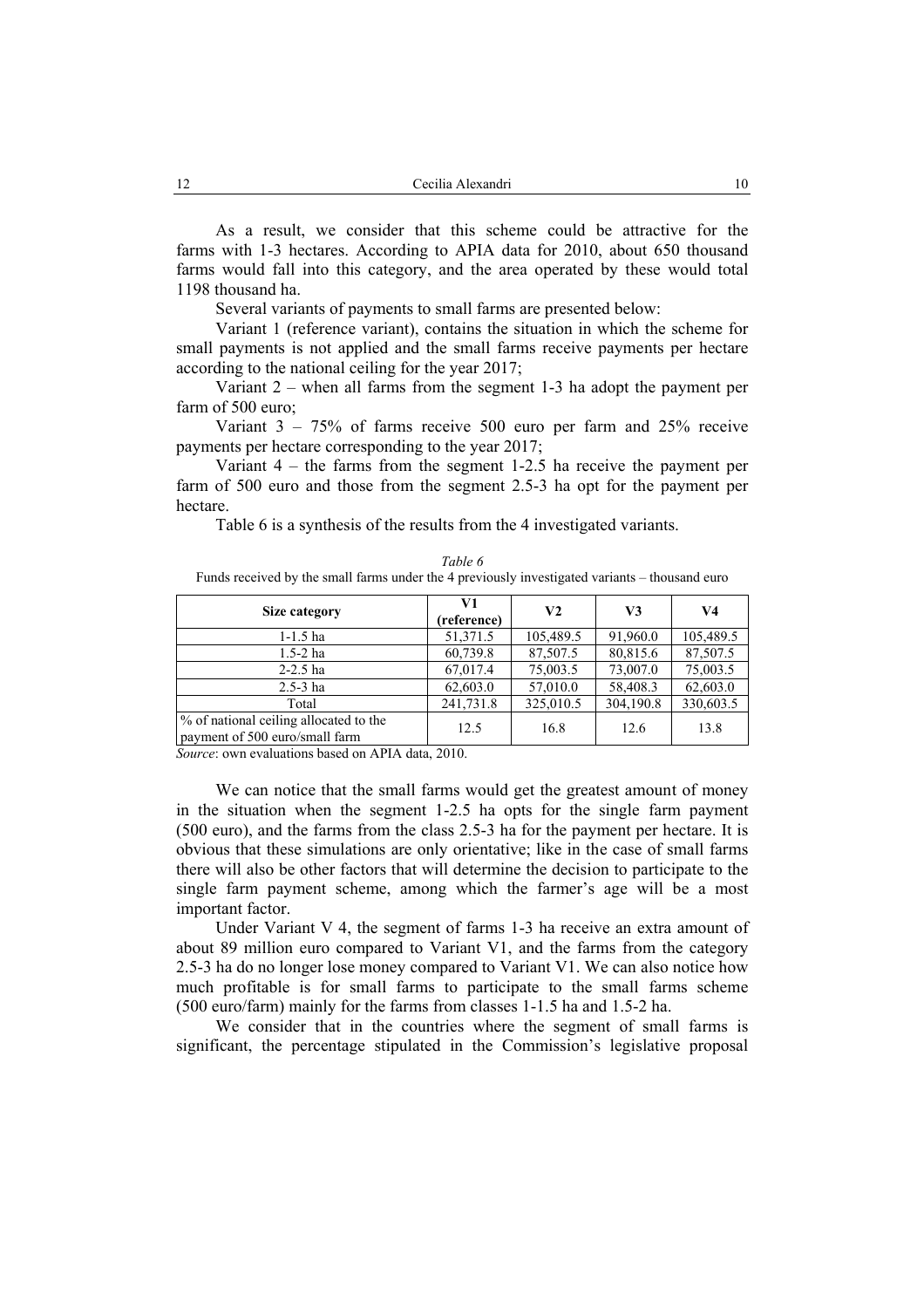As a result, we consider that this scheme could be attractive for the farms with 1-3 hectares. According to APIA data for 2010, about 650 thousand farms would fall into this category, and the area operated by these would total 1198 thousand ha.

Several variants of payments to small farms are presented below:

Variant 1 (reference variant), contains the situation in which the scheme for small payments is not applied and the small farms receive payments per hectare according to the national ceiling for the year 2017;

Variant 2 – when all farms from the segment 1-3 ha adopt the payment per farm of 500 euro;

Variant 3 – 75% of farms receive 500 euro per farm and 25% receive payments per hectare corresponding to the year 2017;

Variant 4 – the farms from the segment 1-2.5 ha receive the payment per farm of 500 euro and those from the segment 2.5-3 ha opt for the payment per hectare.

Table 6 is a synthesis of the results from the 4 investigated variants.

*Table 6*

Funds received by the small farms under the 4 previously investigated variants – thousand euro

| Size category | V1 (reference) | V2 | V3 | V4 |
|---|---|---|---|---|
| 1-1.5 ha | 51,371.5 | 105,489.5 | 91,960.0 | 105,489.5 |
| 1.5-2 ha | 60,739.8 | 87,507.5 | 80,815.6 | 87,507.5 |
| 2-2.5 ha | 67,017.4 | 75,003.5 | 73,007.0 | 75,003.5 |
| 2.5-3 ha | 62,603.0 | 57,010.0 | 58,408.3 | 62,603.0 |
| Total | 241,731.8 | 325,010.5 | 304,190.8 | 330,603.5 |
| % of national ceiling allocated to the payment of 500 euro/small farm | 12.5 | 16.8 | 12.6 | 13.8 |

*Source*: own evaluations based on APIA data, 2010.

We can notice that the small farms would get the greatest amount of money in the situation when the segment 1-2.5 ha opts for the single farm payment (500 euro), and the farms from the class 2.5-3 ha for the payment per hectare. It is obvious that these simulations are only orientative; like in the case of small farms there will also be other factors that will determine the decision to participate to the single farm payment scheme, among which the farmer's age will be a most important factor.

Under Variant V 4, the segment of farms 1-3 ha receive an extra amount of about 89 million euro compared to Variant V1, and the farms from the category 2.5-3 ha do no longer lose money compared to Variant V1. We can also notice how much profitable is for small farms to participate to the small farms scheme (500 euro/farm) mainly for the farms from classes 1-1.5 ha and 1.5-2 ha.

We consider that in the countries where the segment of small farms is significant, the percentage stipulated in the Commission's legislative proposal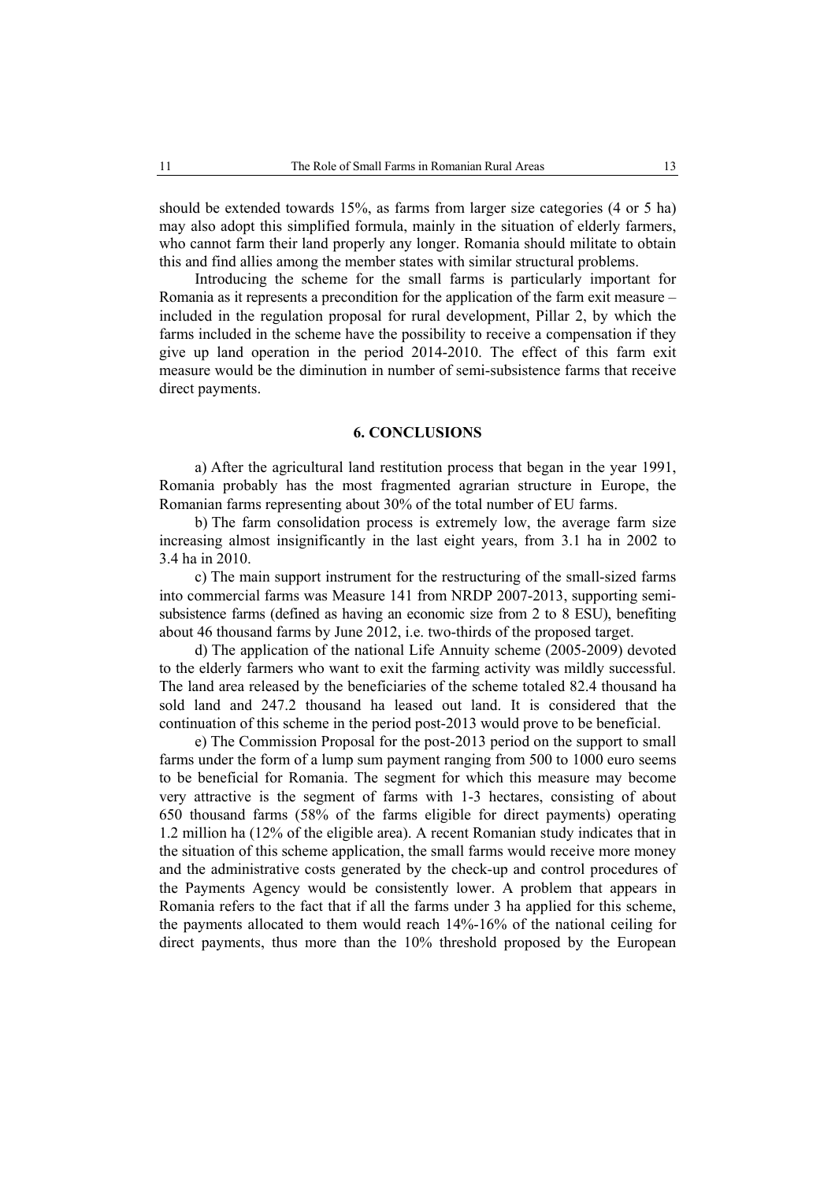should be extended towards 15%, as farms from larger size categories (4 or 5 ha) may also adopt this simplified formula, mainly in the situation of elderly farmers, who cannot farm their land properly any longer. Romania should militate to obtain this and find allies among the member states with similar structural problems.

Introducing the scheme for the small farms is particularly important for Romania as it represents a precondition for the application of the farm exit measure – included in the regulation proposal for rural development, Pillar 2, by which the farms included in the scheme have the possibility to receive a compensation if they give up land operation in the period 2014-2010. The effect of this farm exit measure would be the diminution in number of semi-subsistence farms that receive direct payments.

## 6. CONCLUSIONS

a) After the agricultural land restitution process that began in the year 1991, Romania probably has the most fragmented agrarian structure in Europe, the Romanian farms representing about 30% of the total number of EU farms.

b) The farm consolidation process is extremely low, the average farm size increasing almost insignificantly in the last eight years, from 3.1 ha in 2002 to 3.4 ha in 2010.

c) The main support instrument for the restructuring of the small-sized farms into commercial farms was Measure 141 from NRDP 2007-2013, supporting semi-subsistence farms (defined as having an economic size from 2 to 8 ESU), benefiting about 46 thousand farms by June 2012, i.e. two-thirds of the proposed target.

d) The application of the national Life Annuity scheme (2005-2009) devoted to the elderly farmers who want to exit the farming activity was mildly successful. The land area released by the beneficiaries of the scheme totaled 82.4 thousand ha sold land and 247.2 thousand ha leased out land. It is considered that the continuation of this scheme in the period post-2013 would prove to be beneficial.

e) The Commission Proposal for the post-2013 period on the support to small farms under the form of a lump sum payment ranging from 500 to 1000 euro seems to be beneficial for Romania. The segment for which this measure may become very attractive is the segment of farms with 1-3 hectares, consisting of about 650 thousand farms (58% of the farms eligible for direct payments) operating 1.2 million ha (12% of the eligible area). A recent Romanian study indicates that in the situation of this scheme application, the small farms would receive more money and the administrative costs generated by the check-up and control procedures of the Payments Agency would be consistently lower. A problem that appears in Romania refers to the fact that if all the farms under 3 ha applied for this scheme, the payments allocated to them would reach 14%-16% of the national ceiling for direct payments, thus more than the 10% threshold proposed by the European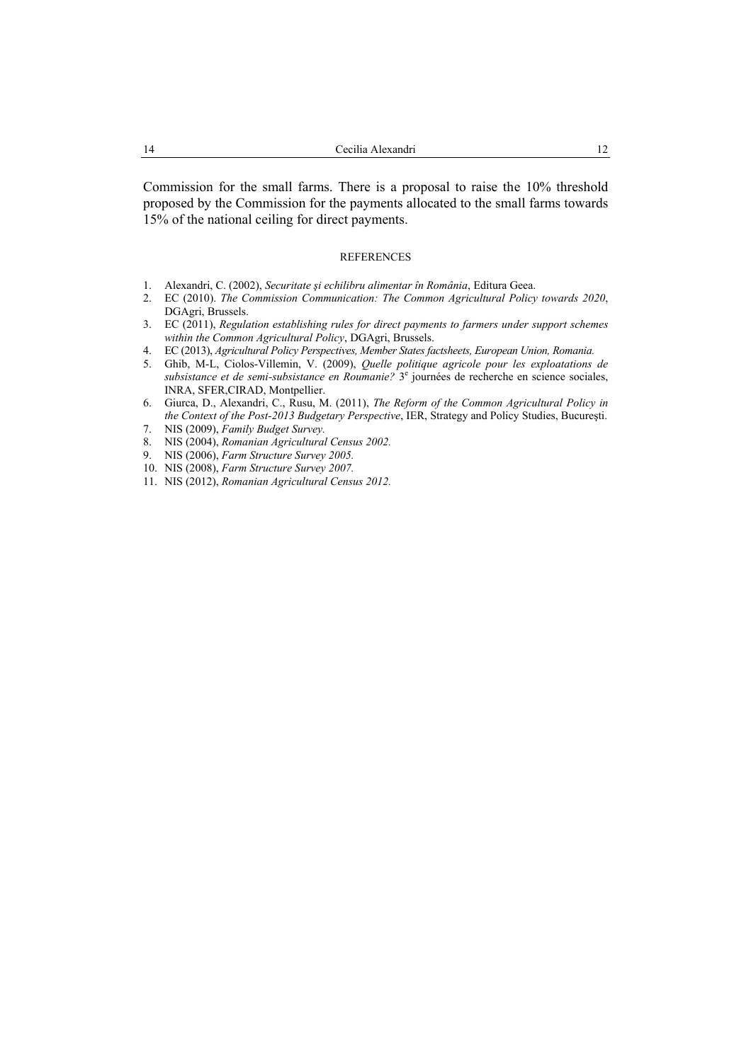Commission for the small farms. There is a proposal to raise the 10% threshold proposed by the Commission for the payments allocated to the small farms towards 15% of the national ceiling for direct payments.

## REFERENCES

1. Alexandri, C. (2002), *Securitate şi echilibru alimentar în România*, Editura Geea.
2. EC (2010). *The Commission Communication: The Common Agricultural Policy towards 2020*, DGAgri, Brussels.
3. EC (2011), *Regulation establishing rules for direct payments to farmers under support schemes within the Common Agricultural Policy*, DGAgri, Brussels.
4. EC (2013), *Agricultural Policy Perspectives, Member States factsheets, European Union, Romania.*
5. Ghib, M-L, Ciolos-Villemin, V. (2009), *Quelle politique agricole pour les exploatations de subsistance et de semi-subsistance en Roumanie?* 3[e] journées de recherche en science sociales, INRA, SFER,CIRAD, Montpellier.
6. Giurca, D., Alexandri, C., Rusu, M. (2011), *The Reform of the Common Agricultural Policy in the Context of the Post-2013 Budgetary Perspective*, IER, Strategy and Policy Studies, Bucureşti.
7. NIS (2009), *Family Budget Survey.*
8. NIS (2004), *Romanian Agricultural Census 2002.*
9. NIS (2006), *Farm Structure Survey 2005.*
10. NIS (2008), *Farm Structure Survey 2007.*
11. NIS (2012), *Romanian Agricultural Census 2012.*